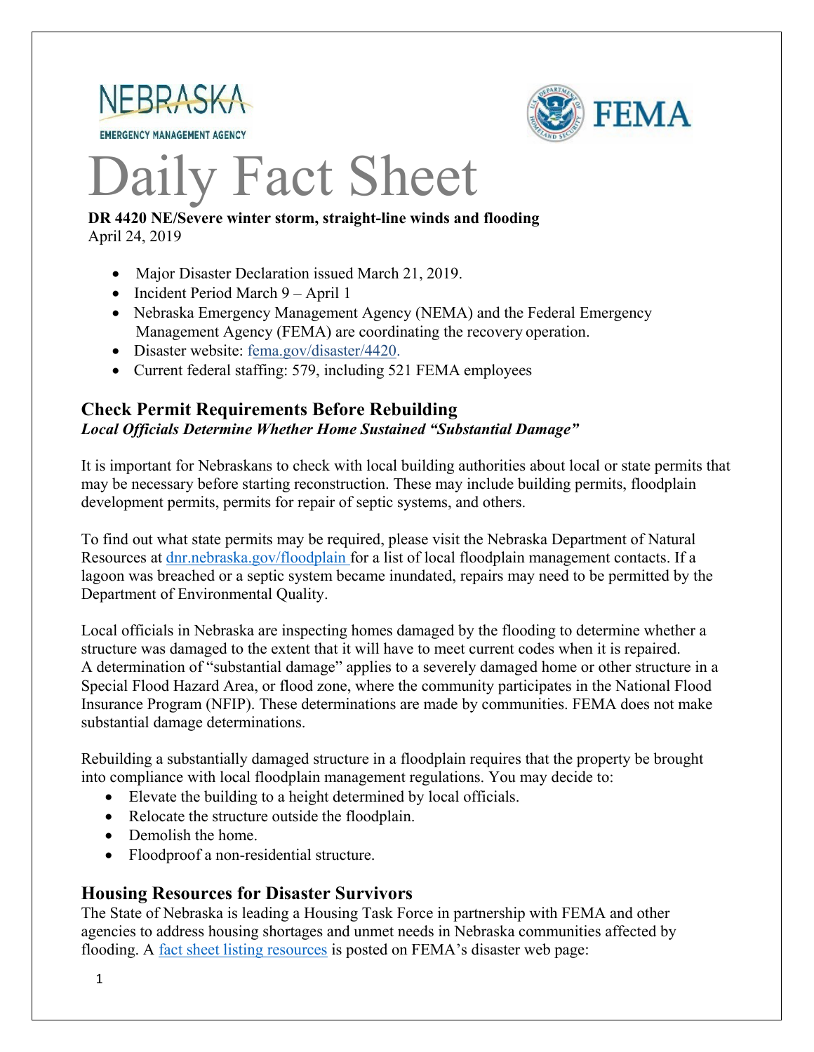NEBRASKA

EMERGENCY MANAGEMENT AGENCY

FEMA

# Daily Fact Sheet

**DR 4420 NE/Severe winter storm, straight-line winds and flooding**
April 24, 2019

- Major Disaster Declaration issued March 21, 2019.
- Incident Period March 9 – April 1
- Nebraska Emergency Management Agency (NEMA) and the Federal Emergency Management Agency (FEMA) are coordinating the recovery operation.
- Disaster website: fema.gov/disaster/4420.
- Current federal staffing: 579, including 521 FEMA employees

## Check Permit Requirements Before Rebuilding

***Local Officials Determine Whether Home Sustained "Substantial Damage"***

It is important for Nebraskans to check with local building authorities about local or state permits that may be necessary before starting reconstruction. These may include building permits, floodplain development permits, permits for repair of septic systems, and others.

To find out what state permits may be required, please visit the Nebraska Department of Natural Resources at dnr.nebraska.gov/floodplain for a list of local floodplain management contacts. If a lagoon was breached or a septic system became inundated, repairs may need to be permitted by the Department of Environmental Quality.

Local officials in Nebraska are inspecting homes damaged by the flooding to determine whether a structure was damaged to the extent that it will have to meet current codes when it is repaired. A determination of "substantial damage" applies to a severely damaged home or other structure in a Special Flood Hazard Area, or flood zone, where the community participates in the National Flood Insurance Program (NFIP). These determinations are made by communities. FEMA does not make substantial damage determinations.

Rebuilding a substantially damaged structure in a floodplain requires that the property be brought into compliance with local floodplain management regulations. You may decide to:

- Elevate the building to a height determined by local officials.
- Relocate the structure outside the floodplain.
- Demolish the home.
- Floodproof a non-residential structure.

## Housing Resources for Disaster Survivors

The State of Nebraska is leading a Housing Task Force in partnership with FEMA and other agencies to address housing shortages and unmet needs in Nebraska communities affected by flooding. A fact sheet listing resources is posted on FEMA's disaster web page: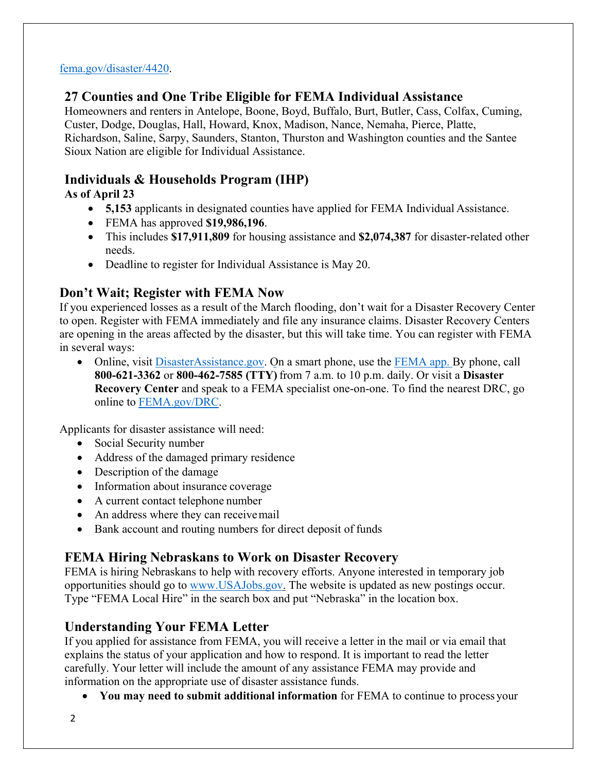[fema.gov/disaster/4420](fema.gov/disaster/4420).

## 27 Counties and One Tribe Eligible for FEMA Individual Assistance

Homeowners and renters in Antelope, Boone, Boyd, Buffalo, Burt, Butler, Cass, Colfax, Cuming, Custer, Dodge, Douglas, Hall, Howard, Knox, Madison, Nance, Nemaha, Pierce, Platte, Richardson, Saline, Sarpy, Saunders, Stanton, Thurston and Washington counties and the Santee Sioux Nation are eligible for Individual Assistance.

## Individuals & Households Program (IHP)

**As of April 23**

- **5,153** applicants in designated counties have applied for FEMA Individual Assistance.
- FEMA has approved **$19,986,196**.
- This includes **$17,911,809** for housing assistance and **$2,074,387** for disaster-related other needs.
- Deadline to register for Individual Assistance is May 20.

## Don't Wait; Register with FEMA Now

If you experienced losses as a result of the March flooding, don't wait for a Disaster Recovery Center to open. Register with FEMA immediately and file any insurance claims. Disaster Recovery Centers are opening in the areas affected by the disaster, but this will take time. You can register with FEMA in several ways:

- Online, visit [DisasterAssistance.gov](DisasterAssistance.gov). On a smart phone, use the [FEMA app.](FEMA app.) By phone, call **800-621-3362** or **800-462-7585 (TTY)** from 7 a.m. to 10 p.m. daily. Or visit a **Disaster Recovery Center** and speak to a FEMA specialist one-on-one. To find the nearest DRC, go online to [FEMA.gov/DRC](FEMA.gov/DRC).

Applicants for disaster assistance will need:

- Social Security number
- Address of the damaged primary residence
- Description of the damage
- Information about insurance coverage
- A current contact telephone number
- An address where they can receive mail
- Bank account and routing numbers for direct deposit of funds

## FEMA Hiring Nebraskans to Work on Disaster Recovery

FEMA is hiring Nebraskans to help with recovery efforts. Anyone interested in temporary job opportunities should go to [www.USAJobs.gov](www.USAJobs.gov). The website is updated as new postings occur. Type "FEMA Local Hire" in the search box and put "Nebraska" in the location box.

## Understanding Your FEMA Letter

If you applied for assistance from FEMA, you will receive a letter in the mail or via email that explains the status of your application and how to respond. It is important to read the letter carefully. Your letter will include the amount of any assistance FEMA may provide and information on the appropriate use of disaster assistance funds.

- **You may need to submit additional information** for FEMA to continue to process your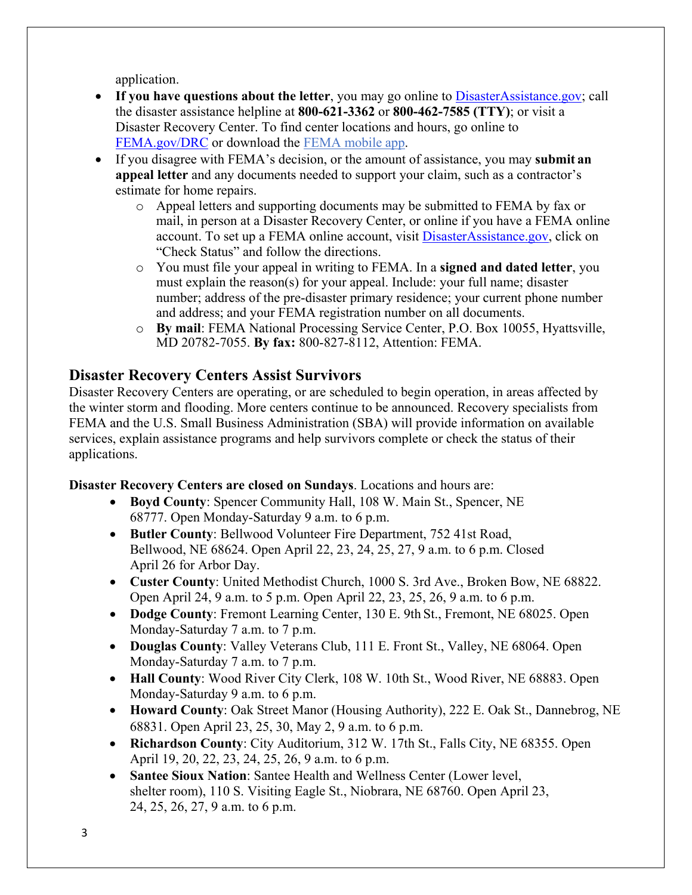application.

- **If you have questions about the letter**, you may go online to [DisasterAssistance.gov](DisasterAssistance.gov); call the disaster assistance helpline at **800-621-3362** or **800-462-7585 (TTY)**; or visit a Disaster Recovery Center. To find center locations and hours, go online to [FEMA.gov/DRC](FEMA.gov/DRC) or download the FEMA mobile app.
- If you disagree with FEMA's decision, or the amount of assistance, you may **submit an appeal letter** and any documents needed to support your claim, such as a contractor's estimate for home repairs.
  - Appeal letters and supporting documents may be submitted to FEMA by fax or mail, in person at a Disaster Recovery Center, or online if you have a FEMA online account. To set up a FEMA online account, visit [DisasterAssistance.gov](DisasterAssistance.gov), click on "Check Status" and follow the directions.
  - You must file your appeal in writing to FEMA. In a **signed and dated letter**, you must explain the reason(s) for your appeal. Include: your full name; disaster number; address of the pre-disaster primary residence; your current phone number and address; and your FEMA registration number on all documents.
  - **By mail**: FEMA National Processing Service Center, P.O. Box 10055, Hyattsville, MD 20782-7055. **By fax:** 800-827-8112, Attention: FEMA.

## Disaster Recovery Centers Assist Survivors

Disaster Recovery Centers are operating, or are scheduled to begin operation, in areas affected by the winter storm and flooding. More centers continue to be announced. Recovery specialists from FEMA and the U.S. Small Business Administration (SBA) will provide information on available services, explain assistance programs and help survivors complete or check the status of their applications.

**Disaster Recovery Centers are closed on Sundays**. Locations and hours are:

- **Boyd County**: Spencer Community Hall, 108 W. Main St., Spencer, NE 68777. Open Monday-Saturday 9 a.m. to 6 p.m.
- **Butler County**: Bellwood Volunteer Fire Department, 752 41st Road, Bellwood, NE 68624. Open April 22, 23, 24, 25, 27, 9 a.m. to 6 p.m. Closed April 26 for Arbor Day.
- **Custer County**: United Methodist Church, 1000 S. 3rd Ave., Broken Bow, NE 68822. Open April 24, 9 a.m. to 5 p.m. Open April 22, 23, 25, 26, 9 a.m. to 6 p.m.
- **Dodge County**: Fremont Learning Center, 130 E. 9th St., Fremont, NE 68025. Open Monday-Saturday 7 a.m. to 7 p.m.
- **Douglas County**: Valley Veterans Club, 111 E. Front St., Valley, NE 68064. Open Monday-Saturday 7 a.m. to 7 p.m.
- **Hall County**: Wood River City Clerk, 108 W. 10th St., Wood River, NE 68883. Open Monday-Saturday 9 a.m. to 6 p.m.
- **Howard County**: Oak Street Manor (Housing Authority), 222 E. Oak St., Dannebrog, NE 68831. Open April 23, 25, 30, May 2, 9 a.m. to 6 p.m.
- **Richardson County**: City Auditorium, 312 W. 17th St., Falls City, NE 68355. Open April 19, 20, 22, 23, 24, 25, 26, 9 a.m. to 6 p.m.
- **Santee Sioux Nation**: Santee Health and Wellness Center (Lower level, shelter room), 110 S. Visiting Eagle St., Niobrara, NE 68760. Open April 23, 24, 25, 26, 27, 9 a.m. to 6 p.m.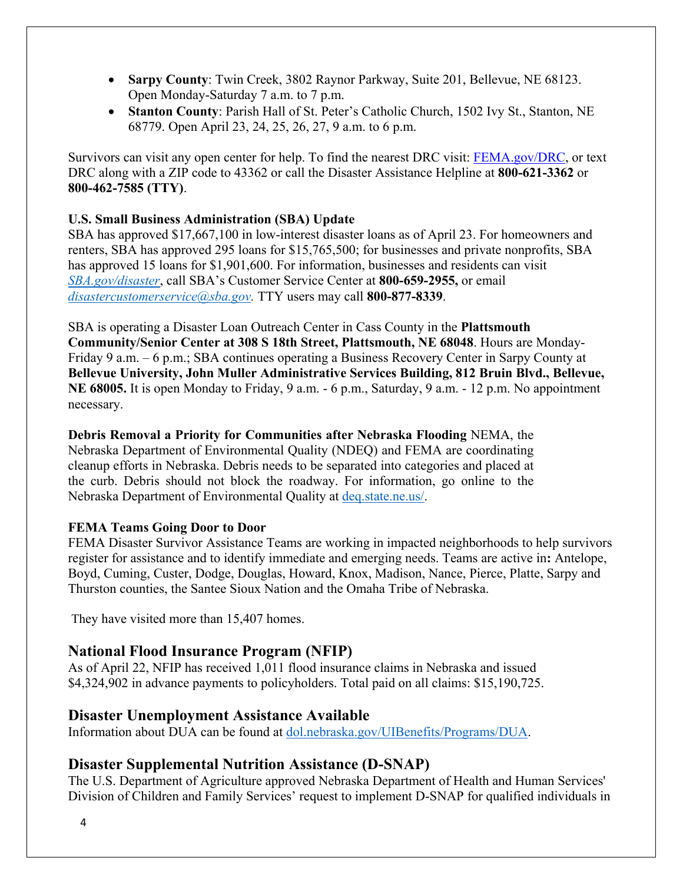- **Sarpy County**: Twin Creek, 3802 Raynor Parkway, Suite 201, Bellevue, NE 68123. Open Monday-Saturday 7 a.m. to 7 p.m.
- **Stanton County**: Parish Hall of St. Peter's Catholic Church, 1502 Ivy St., Stanton, NE 68779. Open April 23, 24, 25, 26, 27, 9 a.m. to 6 p.m.

Survivors can visit any open center for help. To find the nearest DRC visit: FEMA.gov/DRC, or text DRC along with a ZIP code to 43362 or call the Disaster Assistance Helpline at **800-621-3362** or **800-462-7585 (TTY)**.

**U.S. Small Business Administration (SBA) Update**

SBA has approved $17,667,100 in low-interest disaster loans as of April 23. For homeowners and renters, SBA has approved 295 loans for $15,765,500; for businesses and private nonprofits, SBA has approved 15 loans for $1,901,600. For information, businesses and residents can visit *SBA.gov/disaster*, call SBA's Customer Service Center at **800-659-2955,** or email *disastercustomerservice@sba.gov.* TTY users may call **800-877-8339**.

SBA is operating a Disaster Loan Outreach Center in Cass County in the **Plattsmouth Community/Senior Center at 308 S 18th Street, Plattsmouth, NE 68048**. Hours are Monday-Friday 9 a.m. – 6 p.m.; SBA continues operating a Business Recovery Center in Sarpy County at **Bellevue University, John Muller Administrative Services Building, 812 Bruin Blvd., Bellevue, NE 68005.** It is open Monday to Friday, 9 a.m. - 6 p.m., Saturday, 9 a.m. - 12 p.m. No appointment necessary.

**Debris Removal a Priority for Communities after Nebraska Flooding** NEMA, the Nebraska Department of Environmental Quality (NDEQ) and FEMA are coordinating cleanup efforts in Nebraska. Debris needs to be separated into categories and placed at the curb. Debris should not block the roadway. For information, go online to the Nebraska Department of Environmental Quality at deq.state.ne.us/.

**FEMA Teams Going Door to Door**

FEMA Disaster Survivor Assistance Teams are working in impacted neighborhoods to help survivors register for assistance and to identify immediate and emerging needs. Teams are active in**:** Antelope, Boyd, Cuming, Custer, Dodge, Douglas, Howard, Knox, Madison, Nance, Pierce, Platte, Sarpy and Thurston counties, the Santee Sioux Nation and the Omaha Tribe of Nebraska.

They have visited more than 15,407 homes.

## National Flood Insurance Program (NFIP)

As of April 22, NFIP has received 1,011 flood insurance claims in Nebraska and issued $4,324,902 in advance payments to policyholders. Total paid on all claims: $15,190,725.

## Disaster Unemployment Assistance Available

Information about DUA can be found at dol.nebraska.gov/UIBenefits/Programs/DUA.

## Disaster Supplemental Nutrition Assistance (D-SNAP)

The U.S. Department of Agriculture approved Nebraska Department of Health and Human Services' Division of Children and Family Services' request to implement D-SNAP for qualified individuals in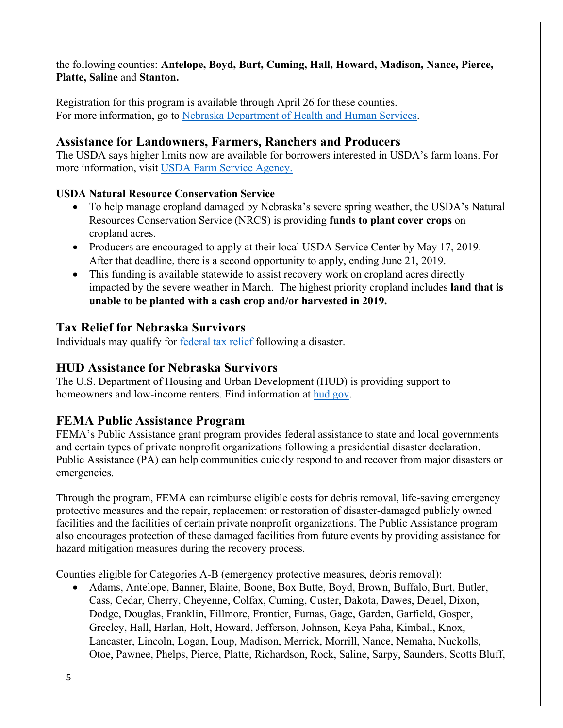the following counties: **Antelope, Boyd, Burt, Cuming, Hall, Howard, Madison, Nance, Pierce, Platte, Saline** and **Stanton.**

Registration for this program is available through April 26 for these counties.
For more information, go to [Nebraska Department of Health and Human Services](#).

## Assistance for Landowners, Farmers, Ranchers and Producers

The USDA says higher limits now are available for borrowers interested in USDA's farm loans. For more information, visit [USDA Farm Service Agency.](#)

**USDA Natural Resource Conservation Service**

- To help manage cropland damaged by Nebraska's severe spring weather, the USDA's Natural Resources Conservation Service (NRCS) is providing **funds to plant cover crops** on cropland acres.
- Producers are encouraged to apply at their local USDA Service Center by May 17, 2019. After that deadline, there is a second opportunity to apply, ending June 21, 2019.
- This funding is available statewide to assist recovery work on cropland acres directly impacted by the severe weather in March. The highest priority cropland includes **land that is unable to be planted with a cash crop and/or harvested in 2019.**

## Tax Relief for Nebraska Survivors

Individuals may qualify for [federal tax relief](#) following a disaster.

## HUD Assistance for Nebraska Survivors

The U.S. Department of Housing and Urban Development (HUD) is providing support to homeowners and low-income renters. Find information at [hud.gov](#).

## FEMA Public Assistance Program

FEMA's Public Assistance grant program provides federal assistance to state and local governments and certain types of private nonprofit organizations following a presidential disaster declaration. Public Assistance (PA) can help communities quickly respond to and recover from major disasters or emergencies.

Through the program, FEMA can reimburse eligible costs for debris removal, life-saving emergency protective measures and the repair, replacement or restoration of disaster-damaged publicly owned facilities and the facilities of certain private nonprofit organizations. The Public Assistance program also encourages protection of these damaged facilities from future events by providing assistance for hazard mitigation measures during the recovery process.

Counties eligible for Categories A-B (emergency protective measures, debris removal):

- Adams, Antelope, Banner, Blaine, Boone, Box Butte, Boyd, Brown, Buffalo, Burt, Butler, Cass, Cedar, Cherry, Cheyenne, Colfax, Cuming, Custer, Dakota, Dawes, Deuel, Dixon, Dodge, Douglas, Franklin, Fillmore, Frontier, Furnas, Gage, Garden, Garfield, Gosper, Greeley, Hall, Harlan, Holt, Howard, Jefferson, Johnson, Keya Paha, Kimball, Knox, Lancaster, Lincoln, Logan, Loup, Madison, Merrick, Morrill, Nance, Nemaha, Nuckolls, Otoe, Pawnee, Phelps, Pierce, Platte, Richardson, Rock, Saline, Sarpy, Saunders, Scotts Bluff,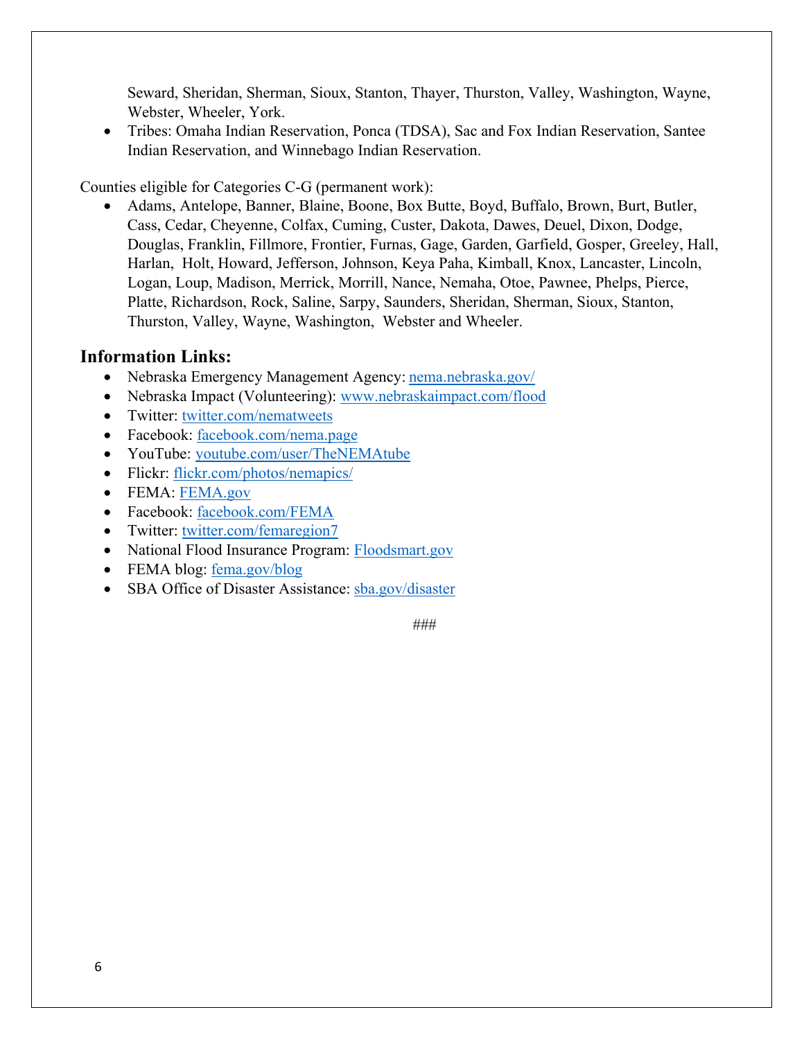Seward, Sheridan, Sherman, Sioux, Stanton, Thayer, Thurston, Valley, Washington, Wayne, Webster, Wheeler, York.
- Tribes: Omaha Indian Reservation, Ponca (TDSA), Sac and Fox Indian Reservation, Santee Indian Reservation, and Winnebago Indian Reservation.

Counties eligible for Categories C-G (permanent work):

- Adams, Antelope, Banner, Blaine, Boone, Box Butte, Boyd, Buffalo, Brown, Burt, Butler, Cass, Cedar, Cheyenne, Colfax, Cuming, Custer, Dakota, Dawes, Deuel, Dixon, Dodge, Douglas, Franklin, Fillmore, Frontier, Furnas, Gage, Garden, Garfield, Gosper, Greeley, Hall, Harlan, Holt, Howard, Jefferson, Johnson, Keya Paha, Kimball, Knox, Lancaster, Lincoln, Logan, Loup, Madison, Merrick, Morrill, Nance, Nemaha, Otoe, Pawnee, Phelps, Pierce, Platte, Richardson, Rock, Saline, Sarpy, Saunders, Sheridan, Sherman, Sioux, Stanton, Thurston, Valley, Wayne, Washington, Webster and Wheeler.

## Information Links:

- Nebraska Emergency Management Agency: nema.nebraska.gov/
- Nebraska Impact (Volunteering): www.nebraskaimpact.com/flood
- Twitter: twitter.com/nematweets
- Facebook: facebook.com/nema.page
- YouTube: youtube.com/user/TheNEMAtube
- Flickr: flickr.com/photos/nemapics/
- FEMA: FEMA.gov
- Facebook: facebook.com/FEMA
- Twitter: twitter.com/femaregion7
- National Flood Insurance Program: Floodsmart.gov
- FEMA blog: fema.gov/blog
- SBA Office of Disaster Assistance: sba.gov/disaster

###